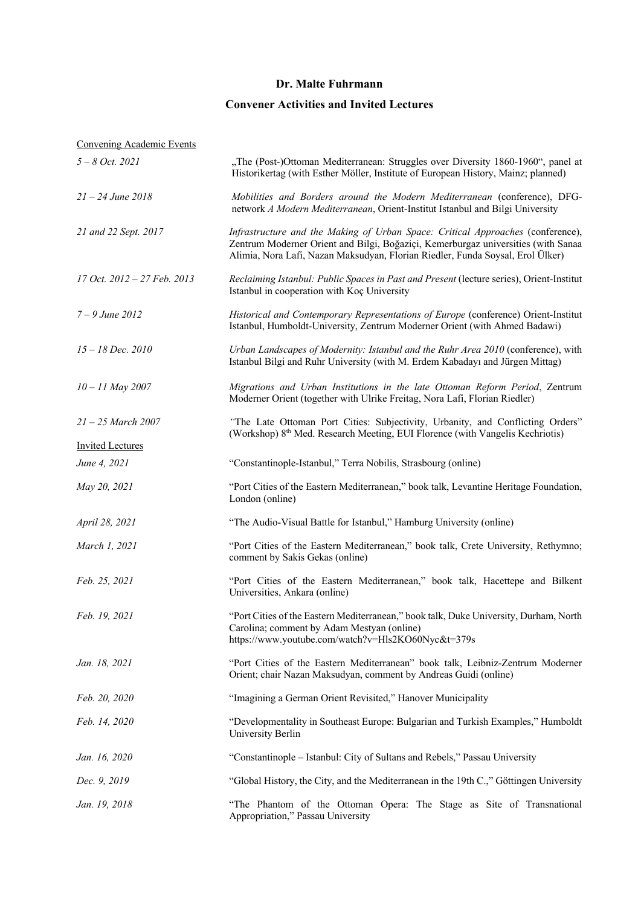# Dr. Malte Fuhrmann

## Convener Activities and Invited Lectures

Convening Academic Events

| | |
|---|---|
| *5 – 8 Oct. 2021* | „The (Post-)Ottoman Mediterranean: Struggles over Diversity 1860-1960“, panel at Historikertag (with Esther Möller, Institute of European History, Mainz; planned) |
| *21 – 24 June 2018* | *Mobilities and Borders around the Modern Mediterranean* (conference), DFG-network *A Modern Mediterranean*, Orient-Institut Istanbul and Bilgi University |
| *21 and 22 Sept. 2017* | *Infrastructure and the Making of Urban Space: Critical Approaches* (conference), Zentrum Moderner Orient and Bilgi, Boğaziçi, Kemerburgaz universities (with Sanaa Alimia, Nora Lafi, Nazan Maksudyan, Florian Riedler, Funda Soysal, Erol Ülker) |
| *17 Oct. 2012 – 27 Feb. 2013* | *Reclaiming Istanbul: Public Spaces in Past and Present* (lecture series), Orient-Institut Istanbul in cooperation with Koç University |
| *7 – 9 June 2012* | *Historical and Contemporary Representations of Europe* (conference) Orient-Institut Istanbul, Humboldt-University, Zentrum Moderner Orient (with Ahmed Badawi) |
| *15 – 18 Dec. 2010* | *Urban Landscapes of Modernity: Istanbul and the Ruhr Area 2010* (conference), with Istanbul Bilgi and Ruhr University (with M. Erdem Kabadayı and Jürgen Mittag) |
| *10 – 11 May 2007* | *Migrations and Urban Institutions in the late Ottoman Reform Period*, Zentrum Moderner Orient (together with Ulrike Freitag, Nora Lafi, Florian Riedler) |
| *21 – 25 March 2007* | *"*The Late Ottoman Port Cities: Subjectivity, Urbanity, and Conflicting Orders" (Workshop) 8th Med. Research Meeting, EUI Florence (with Vangelis Kechriotis) |

Invited Lectures

| | |
|---|---|
| *June 4, 2021* | "Constantinople-Istanbul," Terra Nobilis, Strasbourg (online) |
| *May 20, 2021* | "Port Cities of the Eastern Mediterranean," book talk, Levantine Heritage Foundation, London (online) |
| *April 28, 2021* | "The Audio-Visual Battle for Istanbul," Hamburg University (online) |
| *March 1, 2021* | "Port Cities of the Eastern Mediterranean," book talk, Crete University, Rethymno; comment by Sakis Gekas (online) |
| *Feb. 25, 2021* | "Port Cities of the Eastern Mediterranean," book talk, Hacettepe and Bilkent Universities, Ankara (online) |
| *Feb. 19, 2021* | "Port Cities of the Eastern Mediterranean," book talk, Duke University, Durham, North Carolina; comment by Adam Mestyan (online) https://www.youtube.com/watch?v=Hls2KO60Nyc&t=379s |
| *Jan. 18, 2021* | "Port Cities of the Eastern Mediterranean" book talk, Leibniz-Zentrum Moderner Orient; chair Nazan Maksudyan, comment by Andreas Guidi (online) |
| *Feb. 20, 2020* | "Imagining a German Orient Revisited," Hanover Municipality |
| *Feb. 14, 2020* | "Developmentality in Southeast Europe: Bulgarian and Turkish Examples," Humboldt University Berlin |
| *Jan. 16, 2020* | "Constantinople – Istanbul: City of Sultans and Rebels," Passau University |
| *Dec. 9, 2019* | "Global History, the City, and the Mediterranean in the 19th C.," Göttingen University |
| *Jan. 19, 2018* | "The Phantom of the Ottoman Opera: The Stage as Site of Transnational Appropriation," Passau University |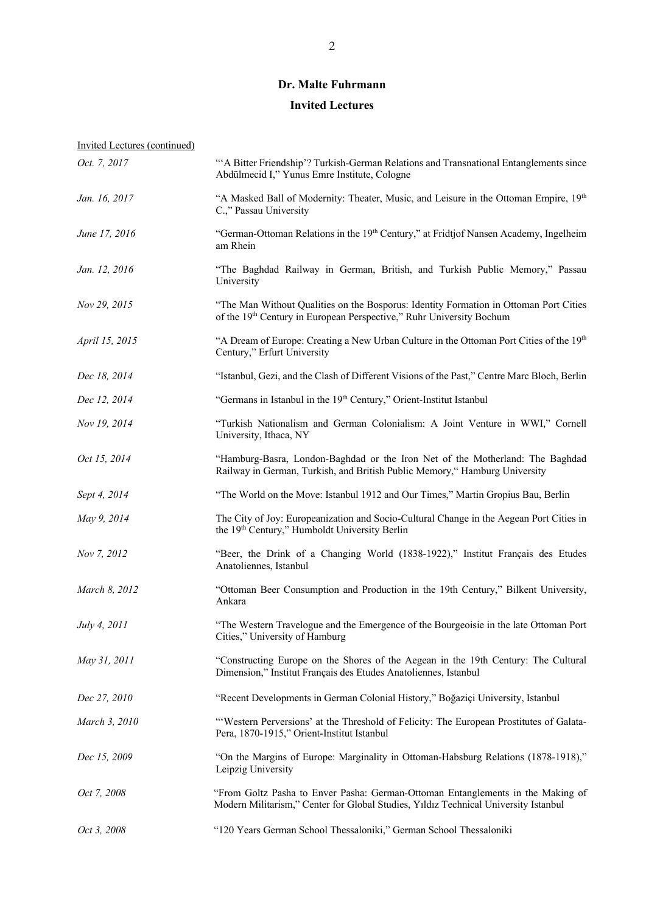**Dr. Malte Fuhrmann**

**Invited Lectures**

Invited Lectures (continued)

*Oct. 7, 2017* — "'A Bitter Friendship'? Turkish-German Relations and Transnational Entanglements since Abdülmecid I," Yunus Emre Institute, Cologne

*Jan. 16, 2017* — "A Masked Ball of Modernity: Theater, Music, and Leisure in the Ottoman Empire, 19th C.," Passau University

*June 17, 2016* — "German-Ottoman Relations in the 19th Century," at Fridtjof Nansen Academy, Ingelheim am Rhein

*Jan. 12, 2016* — "The Baghdad Railway in German, British, and Turkish Public Memory," Passau University

*Nov 29, 2015* — "The Man Without Qualities on the Bosporus: Identity Formation in Ottoman Port Cities of the 19th Century in European Perspective," Ruhr University Bochum

*April 15, 2015* — "A Dream of Europe: Creating a New Urban Culture in the Ottoman Port Cities of the 19th Century," Erfurt University

*Dec 18, 2014* — "Istanbul, Gezi, and the Clash of Different Visions of the Past," Centre Marc Bloch, Berlin

*Dec 12, 2014* — "Germans in Istanbul in the 19th Century," Orient-Institut Istanbul

*Nov 19, 2014* — "Turkish Nationalism and German Colonialism: A Joint Venture in WWI," Cornell University, Ithaca, NY

*Oct 15, 2014* — "Hamburg-Basra, London-Baghdad or the Iron Net of the Motherland: The Baghdad Railway in German, Turkish, and British Public Memory," Hamburg University

*Sept 4, 2014* — "The World on the Move: Istanbul 1912 and Our Times," Martin Gropius Bau, Berlin

*May 9, 2014* — The City of Joy: Europeanization and Socio-Cultural Change in the Aegean Port Cities in the 19th Century," Humboldt University Berlin

*Nov 7, 2012* — "Beer, the Drink of a Changing World (1838-1922)," Institut Français des Etudes Anatoliennes, Istanbul

*March 8, 2012* — "Ottoman Beer Consumption and Production in the 19th Century," Bilkent University, Ankara

*July 4, 2011* — "The Western Travelogue and the Emergence of the Bourgeoisie in the late Ottoman Port Cities," University of Hamburg

*May 31, 2011* — "Constructing Europe on the Shores of the Aegean in the 19th Century: The Cultural Dimension," Institut Français des Etudes Anatoliennes, Istanbul

*Dec 27, 2010* — "Recent Developments in German Colonial History," Boğaziçi University, Istanbul

*March 3, 2010* — "'Western Perversions' at the Threshold of Felicity: The European Prostitutes of Galata-Pera, 1870-1915," Orient-Institut Istanbul

*Dec 15, 2009* — "On the Margins of Europe: Marginality in Ottoman-Habsburg Relations (1878-1918)," Leipzig University

*Oct 7, 2008* — "From Goltz Pasha to Enver Pasha: German-Ottoman Entanglements in the Making of Modern Militarism," Center for Global Studies, Yıldız Technical University Istanbul

*Oct 3, 2008* — "120 Years German School Thessaloniki," German School Thessaloniki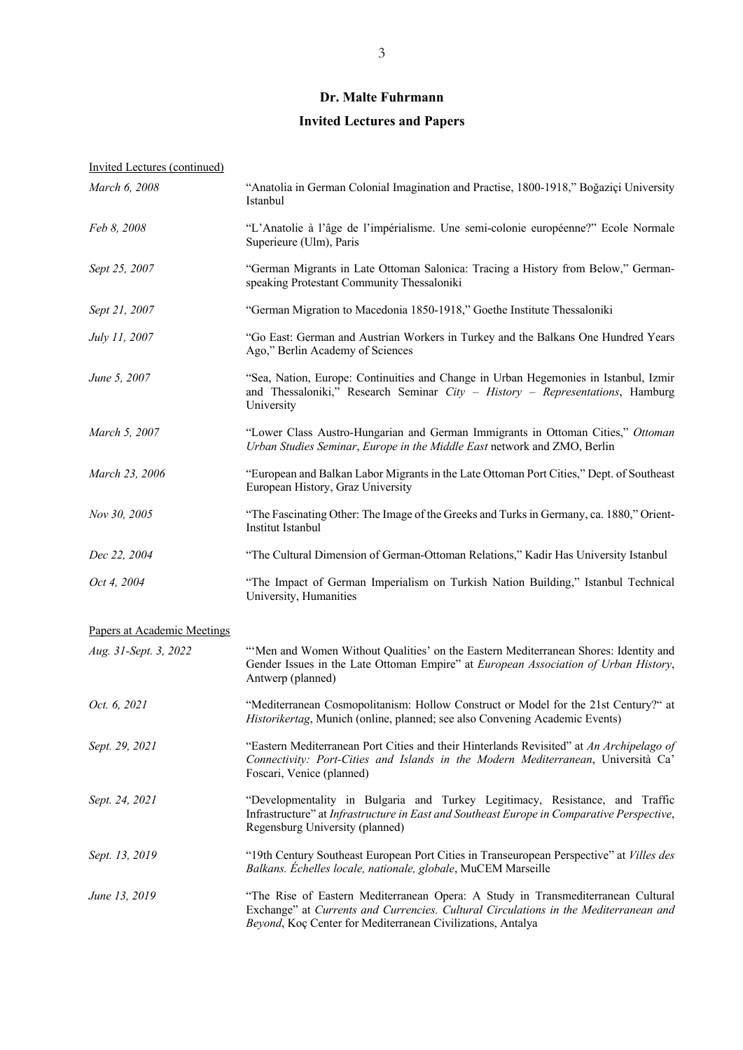# Dr. Malte Fuhrmann

## Invited Lectures and Papers

Invited Lectures (continued)

*March 6, 2008* — "Anatolia in German Colonial Imagination and Practise, 1800-1918," Boğaziçi University Istanbul

*Feb 8, 2008* — "L'Anatolie à l'âge de l'impérialisme. Une semi-colonie européenne?" Ecole Normale Superieure (Ulm), Paris

*Sept 25, 2007* — "German Migrants in Late Ottoman Salonica: Tracing a History from Below," German-speaking Protestant Community Thessaloniki

*Sept 21, 2007* — "German Migration to Macedonia 1850-1918," Goethe Institute Thessaloniki

*July 11, 2007* — "Go East: German and Austrian Workers in Turkey and the Balkans One Hundred Years Ago," Berlin Academy of Sciences

*June 5, 2007* — "Sea, Nation, Europe: Continuities and Change in Urban Hegemonies in Istanbul, Izmir and Thessaloniki," Research Seminar *City – History – Representations*, Hamburg University

*March 5, 2007* — "Lower Class Austro-Hungarian and German Immigrants in Ottoman Cities," *Ottoman Urban Studies Seminar*, *Europe in the Middle East* network and ZMO, Berlin

*March 23, 2006* — "European and Balkan Labor Migrants in the Late Ottoman Port Cities," Dept. of Southeast European History, Graz University

*Nov 30, 2005* — "The Fascinating Other: The Image of the Greeks and Turks in Germany, ca. 1880," Orient-Institut Istanbul

*Dec 22, 2004* — "The Cultural Dimension of German-Ottoman Relations," Kadir Has University Istanbul

*Oct 4, 2004* — "The Impact of German Imperialism on Turkish Nation Building," Istanbul Technical University, Humanities

Papers at Academic Meetings

*Aug. 31-Sept. 3, 2022* — "'Men and Women Without Qualities' on the Eastern Mediterranean Shores: Identity and Gender Issues in the Late Ottoman Empire" at *European Association of Urban History*, Antwerp (planned)

*Oct. 6, 2021* — "Mediterranean Cosmopolitanism: Hollow Construct or Model for the 21st Century?" at *Historikertag*, Munich (online, planned; see also Convening Academic Events)

*Sept. 29, 2021* — "Eastern Mediterranean Port Cities and their Hinterlands Revisited" at *An Archipelago of Connectivity: Port-Cities and Islands in the Modern Mediterranean*, Università Ca' Foscari, Venice (planned)

*Sept. 24, 2021* — "Developmentality in Bulgaria and Turkey Legitimacy, Resistance, and Traffic Infrastructure" at *Infrastructure in East and Southeast Europe in Comparative Perspective*, Regensburg University (planned)

*Sept. 13, 2019* — "19th Century Southeast European Port Cities in Transeuropean Perspective" at *Villes des Balkans. Échelles locale, nationale, globale*, MuCEM Marseille

*June 13, 2019* — "The Rise of Eastern Mediterranean Opera: A Study in Transmediterranean Cultural Exchange" at *Currents and Currencies. Cultural Circulations in the Mediterranean and Beyond*, Koç Center for Mediterranean Civilizations, Antalya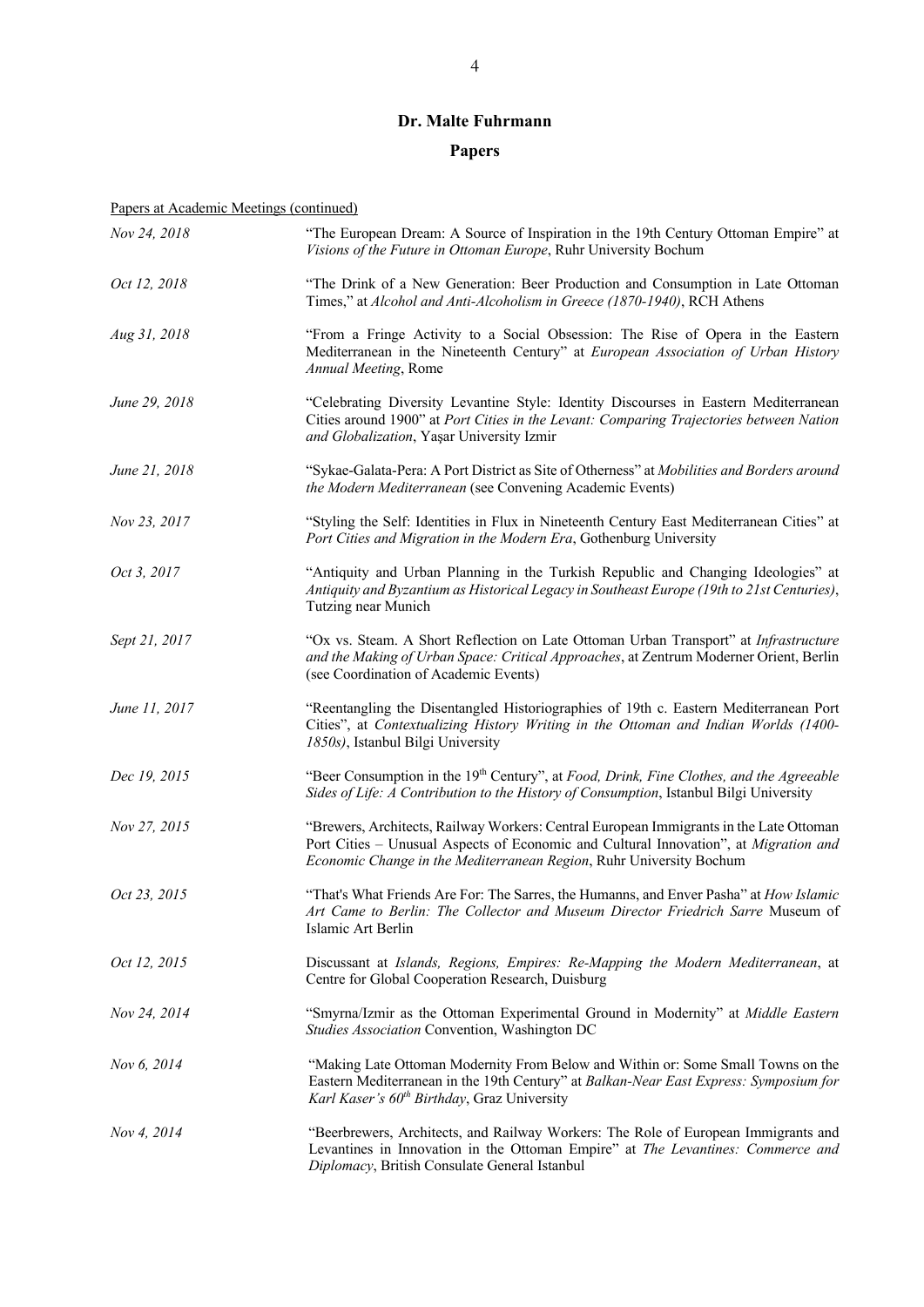**Dr. Malte Fuhrmann**

**Papers**

Papers at Academic Meetings (continued)

| | |
|---|---|
| *Nov 24, 2018* | "The European Dream: A Source of Inspiration in the 19th Century Ottoman Empire" at *Visions of the Future in Ottoman Europe*, Ruhr University Bochum |
| *Oct 12, 2018* | "The Drink of a New Generation: Beer Production and Consumption in Late Ottoman Times," at *Alcohol and Anti-Alcoholism in Greece (1870-1940)*, RCH Athens |
| *Aug 31, 2018* | "From a Fringe Activity to a Social Obsession: The Rise of Opera in the Eastern Mediterranean in the Nineteenth Century" at *European Association of Urban History Annual Meeting*, Rome |
| *June 29, 2018* | "Celebrating Diversity Levantine Style: Identity Discourses in Eastern Mediterranean Cities around 1900" at *Port Cities in the Levant: Comparing Trajectories between Nation and Globalization*, Yaşar University Izmir |
| *June 21, 2018* | "Sykae-Galata-Pera: A Port District as Site of Otherness" at *Mobilities and Borders around the Modern Mediterranean* (see Convening Academic Events) |
| *Nov 23, 2017* | "Styling the Self: Identities in Flux in Nineteenth Century East Mediterranean Cities" at *Port Cities and Migration in the Modern Era*, Gothenburg University |
| *Oct 3, 2017* | "Antiquity and Urban Planning in the Turkish Republic and Changing Ideologies" at *Antiquity and Byzantium as Historical Legacy in Southeast Europe (19th to 21st Centuries)*, Tutzing near Munich |
| *Sept 21, 2017* | "Ox vs. Steam. A Short Reflection on Late Ottoman Urban Transport" at *Infrastructure and the Making of Urban Space: Critical Approaches*, at Zentrum Moderner Orient, Berlin (see Coordination of Academic Events) |
| *June 11, 2017* | "Reentangling the Disentangled Historiographies of 19th c. Eastern Mediterranean Port Cities", at *Contextualizing History Writing in the Ottoman and Indian Worlds (1400-1850s)*, Istanbul Bilgi University |
| *Dec 19, 2015* | "Beer Consumption in the 19th Century", at *Food, Drink, Fine Clothes, and the Agreeable Sides of Life: A Contribution to the History of Consumption*, Istanbul Bilgi University |
| *Nov 27, 2015* | "Brewers, Architects, Railway Workers: Central European Immigrants in the Late Ottoman Port Cities – Unusual Aspects of Economic and Cultural Innovation", at *Migration and Economic Change in the Mediterranean Region*, Ruhr University Bochum |
| *Oct 23, 2015* | "That's What Friends Are For: The Sarres, the Humanns, and Enver Pasha" at *How Islamic Art Came to Berlin: The Collector and Museum Director Friedrich Sarre* Museum of Islamic Art Berlin |
| *Oct 12, 2015* | Discussant at *Islands, Regions, Empires: Re-Mapping the Modern Mediterranean*, at Centre for Global Cooperation Research, Duisburg |
| *Nov 24, 2014* | "Smyrna/Izmir as the Ottoman Experimental Ground in Modernity" at *Middle Eastern Studies Association* Convention, Washington DC |
| *Nov 6, 2014* | "Making Late Ottoman Modernity From Below and Within or: Some Small Towns on the Eastern Mediterranean in the 19th Century" at *Balkan-Near East Express: Symposium for Karl Kaser's 60th Birthday*, Graz University |
| *Nov 4, 2014* | "Beerbrewers, Architects, and Railway Workers: The Role of European Immigrants and Levantines in Innovation in the Ottoman Empire" at *The Levantines: Commerce and Diplomacy*, British Consulate General Istanbul |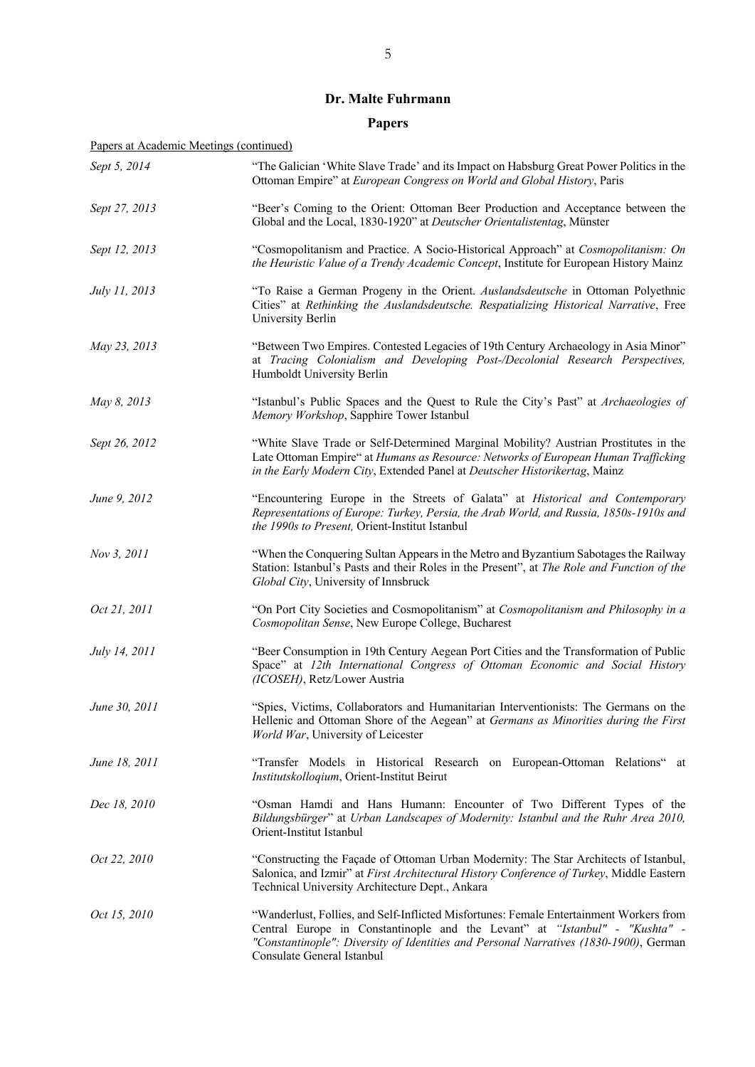## Dr. Malte Fuhrmann

## Papers

Papers at Academic Meetings (continued)

*Sept 5, 2014* — "The Galician 'White Slave Trade' and its Impact on Habsburg Great Power Politics in the Ottoman Empire" at *European Congress on World and Global History*, Paris

*Sept 27, 2013* — "Beer's Coming to the Orient: Ottoman Beer Production and Acceptance between the Global and the Local, 1830-1920" at *Deutscher Orientalistentag*, Münster

*Sept 12, 2013* — "Cosmopolitanism and Practice. A Socio-Historical Approach" at *Cosmopolitanism: On the Heuristic Value of a Trendy Academic Concept*, Institute for European History Mainz

*July 11, 2013* — "To Raise a German Progeny in the Orient. *Auslandsdeutsche* in Ottoman Polyethnic Cities" at *Rethinking the Auslandsdeutsche. Respatializing Historical Narrative*, Free University Berlin

*May 23, 2013* — "Between Two Empires. Contested Legacies of 19th Century Archaeology in Asia Minor" at *Tracing Colonialism and Developing Post-/Decolonial Research Perspectives,* Humboldt University Berlin

*May 8, 2013* — "Istanbul's Public Spaces and the Quest to Rule the City's Past" at *Archaeologies of Memory Workshop*, Sapphire Tower Istanbul

*Sept 26, 2012* — "White Slave Trade or Self-Determined Marginal Mobility? Austrian Prostitutes in the Late Ottoman Empire" at *Humans as Resource: Networks of European Human Trafficking in the Early Modern City*, Extended Panel at *Deutscher Historikertag*, Mainz

*June 9, 2012* — "Encountering Europe in the Streets of Galata" at *Historical and Contemporary Representations of Europe: Turkey, Persia, the Arab World, and Russia, 1850s-1910s and the 1990s to Present,* Orient-Institut Istanbul

*Nov 3, 2011* — "When the Conquering Sultan Appears in the Metro and Byzantium Sabotages the Railway Station: Istanbul's Pasts and their Roles in the Present", at *The Role and Function of the Global City*, University of Innsbruck

*Oct 21, 2011* — "On Port City Societies and Cosmopolitanism" at *Cosmopolitanism and Philosophy in a Cosmopolitan Sense*, New Europe College, Bucharest

*July 14, 2011* — "Beer Consumption in 19th Century Aegean Port Cities and the Transformation of Public Space" at *12th International Congress of Ottoman Economic and Social History (ICOSEH)*, Retz/Lower Austria

*June 30, 2011* — "Spies, Victims, Collaborators and Humanitarian Interventionists: The Germans on the Hellenic and Ottoman Shore of the Aegean" at *Germans as Minorities during the First World War*, University of Leicester

*June 18, 2011* — "Transfer Models in Historical Research on European-Ottoman Relations" at *Institutskolloqium*, Orient-Institut Beirut

*Dec 18, 2010* — "Osman Hamdi and Hans Humann: Encounter of Two Different Types of the *Bildungsbürger*" at *Urban Landscapes of Modernity: Istanbul and the Ruhr Area 2010,* Orient-Institut Istanbul

*Oct 22, 2010* — "Constructing the Façade of Ottoman Urban Modernity: The Star Architects of Istanbul, Salonica, and Izmir" at *First Architectural History Conference of Turkey*, Middle Eastern Technical University Architecture Dept., Ankara

*Oct 15, 2010* — "Wanderlust, Follies, and Self-Inflicted Misfortunes: Female Entertainment Workers from Central Europe in Constantinople and the Levant" at *"Istanbul" - "Kushta" - "Constantinople": Diversity of Identities and Personal Narratives (1830-1900)*, German Consulate General Istanbul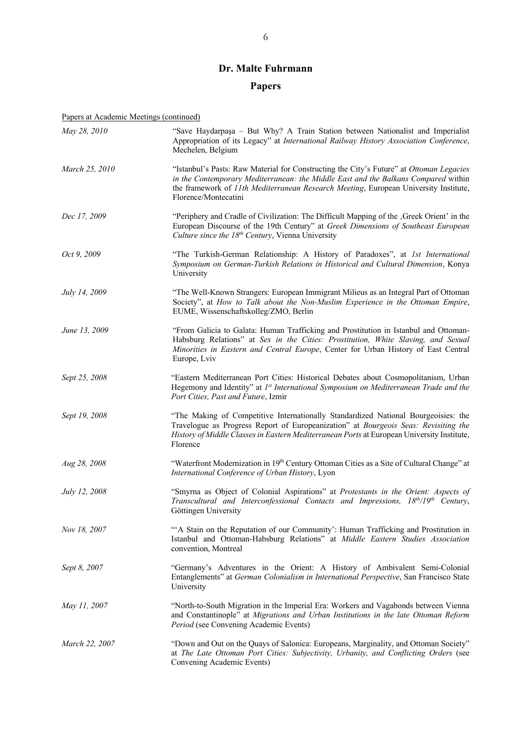# Dr. Malte Fuhrmann

## Papers

Papers at Academic Meetings (continued)

*May 28, 2010*
"Save Haydarpaşa – But Why? A Train Station between Nationalist and Imperialist Appropriation of its Legacy" at *International Railway History Association Conference*, Mechelen, Belgium

*March 25, 2010*
"Istanbul's Pasts: Raw Material for Constructing the City's Future" at *Ottoman Legacies in the Contemporary Mediterranean: the Middle East and the Balkans Compared* within the framework of *11th Mediterranean Research Meeting*, European University Institute, Florence/Montecatini

*Dec 17, 2009*
"Periphery and Cradle of Civilization: The Difficult Mapping of the ‚Greek Orient' in the European Discourse of the 19th Century" at *Greek Dimensions of Southeast European Culture since the 18th Century*, Vienna University

*Oct 9, 2009*
"The Turkish-German Relationship: A History of Paradoxes", at *1st International Symposium on German-Turkish Relations in Historical and Cultural Dimension*, Konya University

*July 14, 2009*
"The Well-Known Strangers: European Immigrant Milieus as an Integral Part of Ottoman Society", at *How to Talk about the Non-Muslim Experience in the Ottoman Empire*, EUME, Wissenschaftskolleg/ZMO, Berlin

*June 13, 2009*
"From Galicia to Galata: Human Trafficking and Prostitution in Istanbul and Ottoman-Habsburg Relations" at *Sex in the Cities: Prostitution, White Slaving, and Sexual Minorities in Eastern and Central Europe*, Center for Urban History of East Central Europe, Lviv

*Sept 25, 2008*
"Eastern Mediterranean Port Cities: Historical Debates about Cosmopolitanism, Urban Hegemony and Identity" at *1st International Symposium on Mediterranean Trade and the Port Cities, Past and Future*, Izmir

*Sept 19, 2008*
"The Making of Competitive Internationally Standardized National Bourgeoisies: the Travelogue as Progress Report of Europeanization" at *Bourgeois Seas: Revisiting the History of Middle Classes in Eastern Mediterranean Ports* at European University Institute, Florence

*Aug 28, 2008*
"Waterfront Modernization in 19th Century Ottoman Cities as a Site of Cultural Change" at *International Conference of Urban History*, Lyon

*July 12, 2008*
"Smyrna as Object of Colonial Aspirations" at *Protestants in the Orient: Aspects of Transcultural and Interconfessional Contacts and Impressions, 18th/19th Century*, Göttingen University

*Nov 18, 2007*
"'A Stain on the Reputation of our Community': Human Trafficking and Prostitution in Istanbul and Ottoman-Habsburg Relations" at *Middle Eastern Studies Association* convention, Montreal

*Sept 8, 2007*
"Germany's Adventures in the Orient: A History of Ambivalent Semi-Colonial Entanglements" at *German Colonialism in International Perspective*, San Francisco State University

*May 11, 2007*
"North-to-South Migration in the Imperial Era: Workers and Vagabonds between Vienna and Constantinople" at *Migrations and Urban Institutions in the late Ottoman Reform Period* (see Convening Academic Events)

*March 22, 2007*
"Down and Out on the Quays of Salonica: Europeans, Marginality, and Ottoman Society" at *The Late Ottoman Port Cities: Subjectivity, Urbanity, and Conflicting Orders* (see Convening Academic Events)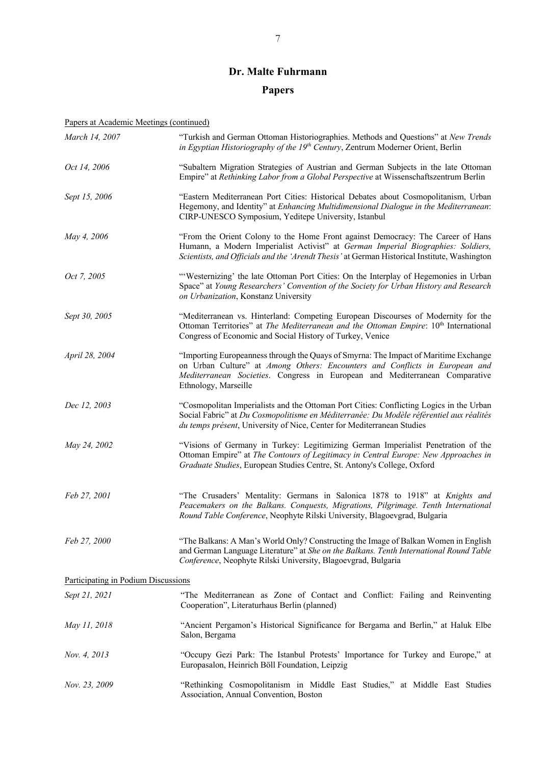# Dr. Malte Fuhrmann

## Papers

Papers at Academic Meetings (continued)

| | |
|---|---|
| *March 14, 2007* | "Turkish and German Ottoman Historiographies. Methods and Questions" at *New Trends in Egyptian Historiography of the 19th Century*, Zentrum Moderner Orient, Berlin |
| *Oct 14, 2006* | "Subaltern Migration Strategies of Austrian and German Subjects in the late Ottoman Empire" at *Rethinking Labor from a Global Perspective* at Wissenschaftszentrum Berlin |
| *Sept 15, 2006* | "Eastern Mediterranean Port Cities: Historical Debates about Cosmopolitanism, Urban Hegemony, and Identity" at *Enhancing Multidimensional Dialogue in the Mediterranean*: CIRP-UNESCO Symposium, Yeditepe University, Istanbul |
| *May 4, 2006* | "From the Orient Colony to the Home Front against Democracy: The Career of Hans Humann, a Modern Imperialist Activist" at *German Imperial Biographies: Soldiers, Scientists, and Officials and the 'Arendt Thesis'* at German Historical Institute, Washington |
| *Oct 7, 2005* | "'Westernizing' the late Ottoman Port Cities: On the Interplay of Hegemonies in Urban Space" at *Young Researchers' Convention of the Society for Urban History and Research on Urbanization*, Konstanz University |
| *Sept 30, 2005* | "Mediterranean vs. Hinterland: Competing European Discourses of Modernity for the Ottoman Territories" at *The Mediterranean and the Ottoman Empire*: 10th International Congress of Economic and Social History of Turkey, Venice |
| *April 28, 2004* | "Importing Europeanness through the Quays of Smyrna: The Impact of Maritime Exchange on Urban Culture" at *Among Others: Encounters and Conflicts in European and Mediterranean Societies*. Congress in European and Mediterranean Comparative Ethnology, Marseille |
| *Dec 12, 2003* | "Cosmopolitan Imperialists and the Ottoman Port Cities: Conflicting Logics in the Urban Social Fabric" at *Du Cosmopolitisme en Méditerranée: Du Modèle référentiel aux réalités du temps présent*, University of Nice, Center for Mediterranean Studies |
| *May 24, 2002* | "Visions of Germany in Turkey: Legitimizing German Imperialist Penetration of the Ottoman Empire" at *The Contours of Legitimacy in Central Europe: New Approaches in Graduate Studies*, European Studies Centre, St. Antony's College, Oxford |
| *Feb 27, 2001* | "The Crusaders' Mentality: Germans in Salonica 1878 to 1918" at *Knights and Peacemakers on the Balkans. Conquests, Migrations, Pilgrimage. Tenth International Round Table Conference*, Neophyte Rilski University, Blagoevgrad, Bulgaria |
| *Feb 27, 2000* | "The Balkans: A Man's World Only? Constructing the Image of Balkan Women in English and German Language Literature" at *She on the Balkans. Tenth International Round Table Conference*, Neophyte Rilski University, Blagoevgrad, Bulgaria |

Participating in Podium Discussions

| | |
|---|---|
| *Sept 21, 2021* | "The Mediterranean as Zone of Contact and Conflict: Failing and Reinventing Cooperation", Literaturhaus Berlin (planned) |
| *May 11, 2018* | "Ancient Pergamon's Historical Significance for Bergama and Berlin," at Haluk Elbe Salon, Bergama |
| *Nov. 4, 2013* | "Occupy Gezi Park: The Istanbul Protests' Importance for Turkey and Europe," at Europasalon, Heinrich Böll Foundation, Leipzig |
| *Nov. 23, 2009* | "Rethinking Cosmopolitanism in Middle East Studies," at Middle East Studies Association, Annual Convention, Boston |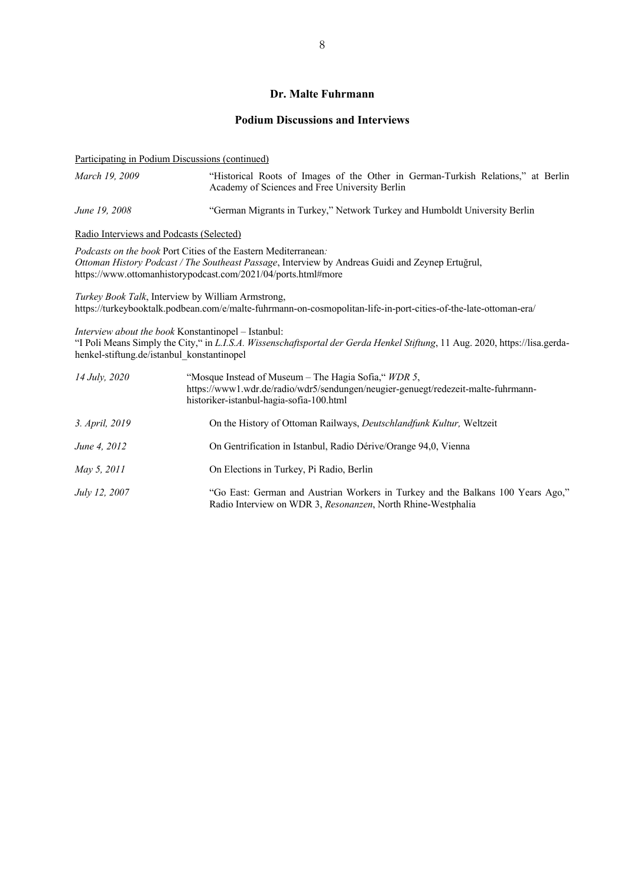## Dr. Malte Fuhrmann

### Podium Discussions and Interviews

Participating in Podium Discussions (continued)

*March 19, 2009* — "Historical Roots of Images of the Other in German-Turkish Relations," at Berlin Academy of Sciences and Free University Berlin

*June 19, 2008* — "German Migrants in Turkey," Network Turkey and Humboldt University Berlin

Radio Interviews and Podcasts (Selected)

*Podcasts on the book* Port Cities of the Eastern Mediterranean*:*
*Ottoman History Podcast / The Southeast Passage*, Interview by Andreas Guidi and Zeynep Ertuğrul, https://www.ottomanhistorypodcast.com/2021/04/ports.html#more

*Turkey Book Talk*, Interview by William Armstrong, https://turkeybooktalk.podbean.com/e/malte-fuhrmann-on-cosmopolitan-life-in-port-cities-of-the-late-ottoman-era/

*Interview about the book* Konstantinopel – Istanbul:
"I Poli Means Simply the City," in *L.I.S.A. Wissenschaftsportal der Gerda Henkel Stiftung*, 11 Aug. 2020, https://lisa.gerda-henkel-stiftung.de/istanbul_konstantinopel

*14 July, 2020* — "Mosque Instead of Museum – The Hagia Sofia," *WDR 5*, https://www1.wdr.de/radio/wdr5/sendungen/neugier-genuegt/redezeit-malte-fuhrmann-historiker-istanbul-hagia-sofia-100.html

*3. April, 2019* — On the History of Ottoman Railways, *Deutschlandfunk Kultur,* Weltzeit

*June 4, 2012* — On Gentrification in Istanbul, Radio Dérive/Orange 94,0, Vienna

*May 5, 2011* — On Elections in Turkey, Pi Radio, Berlin

*July 12, 2007* — "Go East: German and Austrian Workers in Turkey and the Balkans 100 Years Ago," Radio Interview on WDR 3, *Resonanzen*, North Rhine-Westphalia